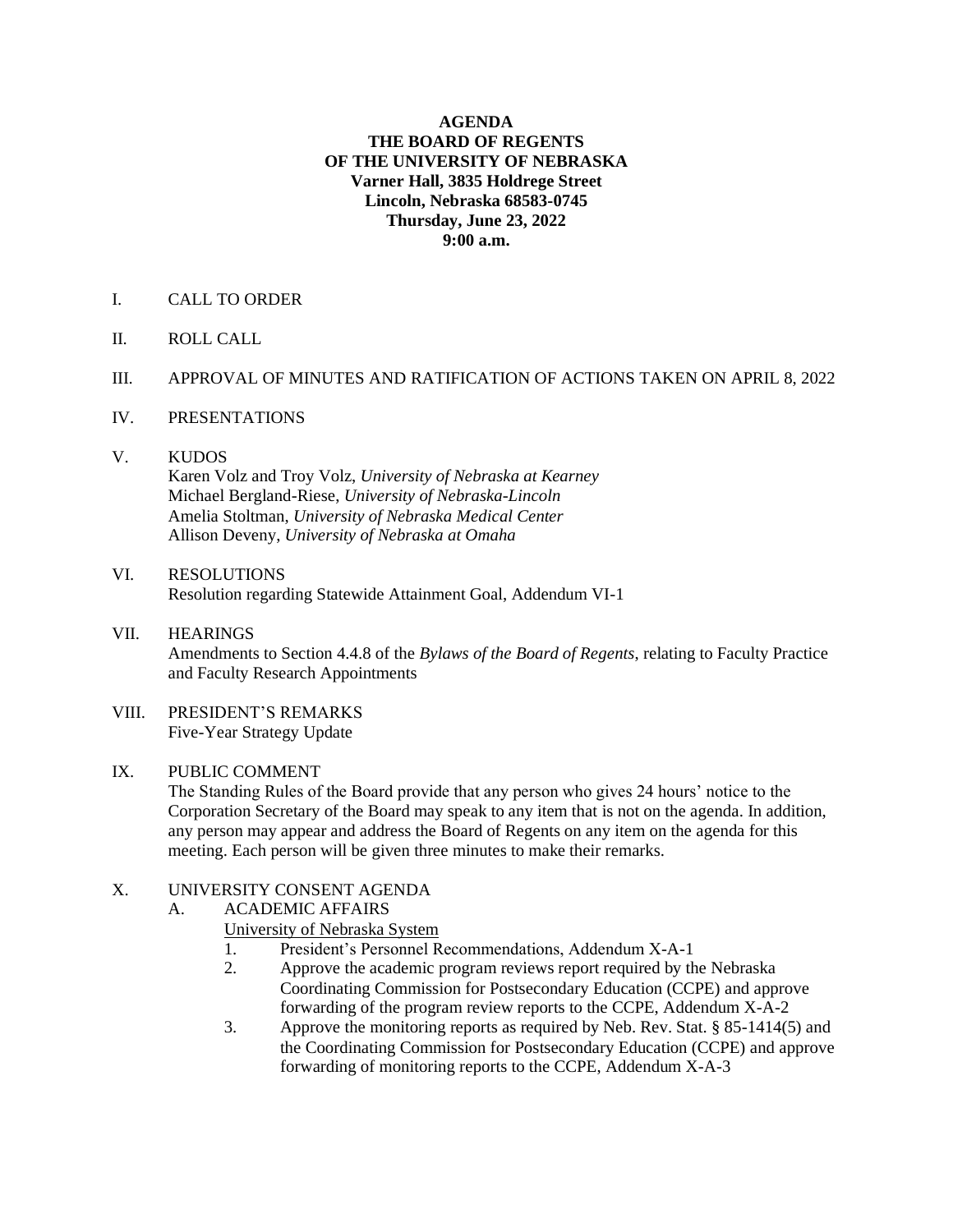**AGENDA**
**THE BOARD OF REGENTS**
**OF THE UNIVERSITY OF NEBRASKA**
**Varner Hall, 3835 Holdrege Street**
**Lincoln, Nebraska 68583-0745**
**Thursday, June 23, 2022**
**9:00 a.m.**

I. CALL TO ORDER

II. ROLL CALL

III. APPROVAL OF MINUTES AND RATIFICATION OF ACTIONS TAKEN ON APRIL 8, 2022

IV. PRESENTATIONS

V. KUDOS
Karen Volz and Troy Volz, *University of Nebraska at Kearney*
Michael Bergland-Riese, *University of Nebraska-Lincoln*
Amelia Stoltman, *University of Nebraska Medical Center*
Allison Deveny, *University of Nebraska at Omaha*

VI. RESOLUTIONS
Resolution regarding Statewide Attainment Goal, Addendum VI-1

VII. HEARINGS
Amendments to Section 4.4.8 of the *Bylaws of the Board of Regents*, relating to Faculty Practice and Faculty Research Appointments

VIII. PRESIDENT'S REMARKS
Five-Year Strategy Update

IX. PUBLIC COMMENT
The Standing Rules of the Board provide that any person who gives 24 hours' notice to the Corporation Secretary of the Board may speak to any item that is not on the agenda. In addition, any person may appear and address the Board of Regents on any item on the agenda for this meeting. Each person will be given three minutes to make their remarks.

X. UNIVERSITY CONSENT AGENDA

A. ACADEMIC AFFAIRS

University of Nebraska System

1. President's Personnel Recommendations, Addendum X-A-1
2. Approve the academic program reviews report required by the Nebraska Coordinating Commission for Postsecondary Education (CCPE) and approve forwarding of the program review reports to the CCPE, Addendum X-A-2
3. Approve the monitoring reports as required by Neb. Rev. Stat. § 85-1414(5) and the Coordinating Commission for Postsecondary Education (CCPE) and approve forwarding of monitoring reports to the CCPE, Addendum X-A-3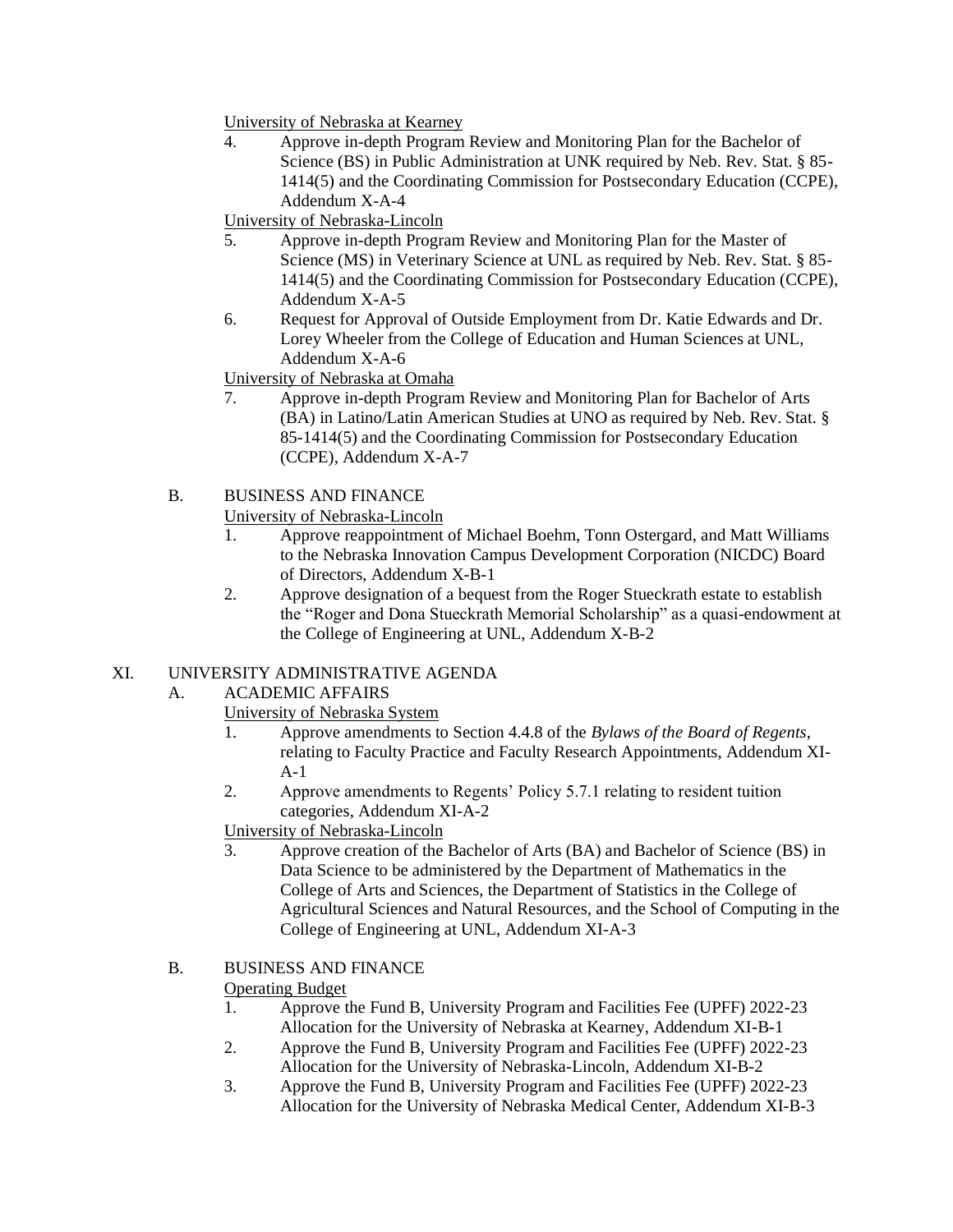University of Nebraska at Kearney

4. Approve in-depth Program Review and Monitoring Plan for the Bachelor of Science (BS) in Public Administration at UNK required by Neb. Rev. Stat. § 85-1414(5) and the Coordinating Commission for Postsecondary Education (CCPE), Addendum X-A-4

University of Nebraska-Lincoln

5. Approve in-depth Program Review and Monitoring Plan for the Master of Science (MS) in Veterinary Science at UNL as required by Neb. Rev. Stat. § 85-1414(5) and the Coordinating Commission for Postsecondary Education (CCPE), Addendum X-A-5
6. Request for Approval of Outside Employment from Dr. Katie Edwards and Dr. Lorey Wheeler from the College of Education and Human Sciences at UNL, Addendum X-A-6

University of Nebraska at Omaha

7. Approve in-depth Program Review and Monitoring Plan for Bachelor of Arts (BA) in Latino/Latin American Studies at UNO as required by Neb. Rev. Stat. § 85-1414(5) and the Coordinating Commission for Postsecondary Education (CCPE), Addendum X-A-7

B. BUSINESS AND FINANCE

University of Nebraska-Lincoln

1. Approve reappointment of Michael Boehm, Tonn Ostergard, and Matt Williams to the Nebraska Innovation Campus Development Corporation (NICDC) Board of Directors, Addendum X-B-1
2. Approve designation of a bequest from the Roger Stueckrath estate to establish the "Roger and Dona Stueckrath Memorial Scholarship" as a quasi-endowment at the College of Engineering at UNL, Addendum X-B-2

XI. UNIVERSITY ADMINISTRATIVE AGENDA

A. ACADEMIC AFFAIRS

University of Nebraska System

1. Approve amendments to Section 4.4.8 of the *Bylaws of the Board of Regents*, relating to Faculty Practice and Faculty Research Appointments, Addendum XI-A-1
2. Approve amendments to Regents' Policy 5.7.1 relating to resident tuition categories, Addendum XI-A-2

University of Nebraska-Lincoln

3. Approve creation of the Bachelor of Arts (BA) and Bachelor of Science (BS) in Data Science to be administered by the Department of Mathematics in the College of Arts and Sciences, the Department of Statistics in the College of Agricultural Sciences and Natural Resources, and the School of Computing in the College of Engineering at UNL, Addendum XI-A-3

B. BUSINESS AND FINANCE

Operating Budget

1. Approve the Fund B, University Program and Facilities Fee (UPFF) 2022-23 Allocation for the University of Nebraska at Kearney, Addendum XI-B-1
2. Approve the Fund B, University Program and Facilities Fee (UPFF) 2022-23 Allocation for the University of Nebraska-Lincoln, Addendum XI-B-2
3. Approve the Fund B, University Program and Facilities Fee (UPFF) 2022-23 Allocation for the University of Nebraska Medical Center, Addendum XI-B-3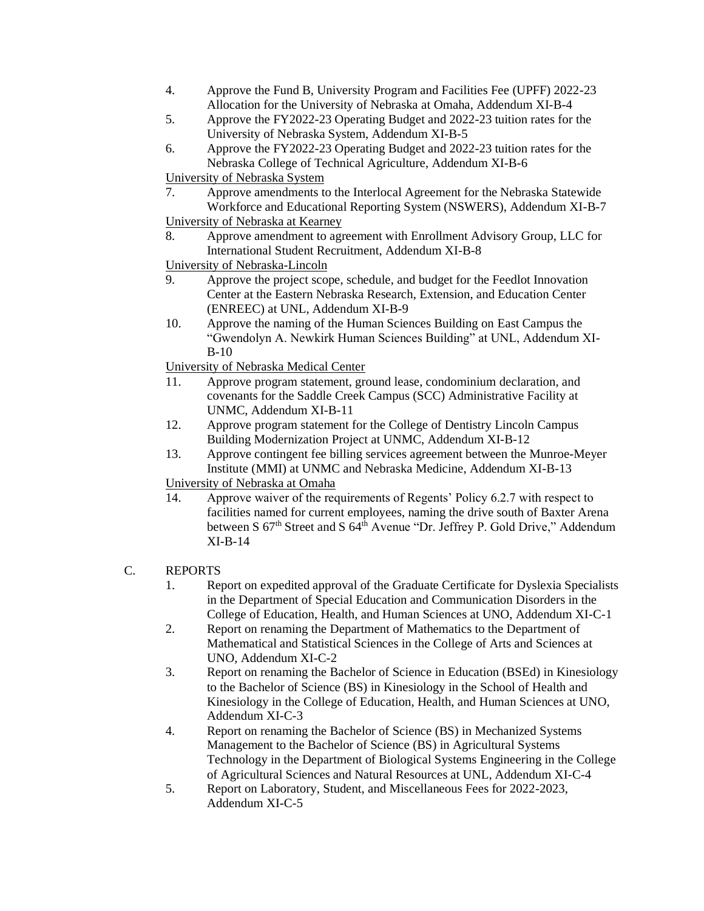4. Approve the Fund B, University Program and Facilities Fee (UPFF) 2022-23 Allocation for the University of Nebraska at Omaha, Addendum XI-B-4
5. Approve the FY2022-23 Operating Budget and 2022-23 tuition rates for the University of Nebraska System, Addendum XI-B-5
6. Approve the FY2022-23 Operating Budget and 2022-23 tuition rates for the Nebraska College of Technical Agriculture, Addendum XI-B-6

<u>University of Nebraska System</u>

7. Approve amendments to the Interlocal Agreement for the Nebraska Statewide Workforce and Educational Reporting System (NSWERS), Addendum XI-B-7

<u>University of Nebraska at Kearney</u>

8. Approve amendment to agreement with Enrollment Advisory Group, LLC for International Student Recruitment, Addendum XI-B-8

<u>University of Nebraska-Lincoln</u>

9. Approve the project scope, schedule, and budget for the Feedlot Innovation Center at the Eastern Nebraska Research, Extension, and Education Center (ENREEC) at UNL, Addendum XI-B-9
10. Approve the naming of the Human Sciences Building on East Campus the "Gwendolyn A. Newkirk Human Sciences Building" at UNL, Addendum XI-B-10

<u>University of Nebraska Medical Center</u>

11. Approve program statement, ground lease, condominium declaration, and covenants for the Saddle Creek Campus (SCC) Administrative Facility at UNMC, Addendum XI-B-11
12. Approve program statement for the College of Dentistry Lincoln Campus Building Modernization Project at UNMC, Addendum XI-B-12
13. Approve contingent fee billing services agreement between the Munroe-Meyer Institute (MMI) at UNMC and Nebraska Medicine, Addendum XI-B-13

<u>University of Nebraska at Omaha</u>

14. Approve waiver of the requirements of Regents' Policy 6.2.7 with respect to facilities named for current employees, naming the drive south of Baxter Arena between S 67th Street and S 64th Avenue "Dr. Jeffrey P. Gold Drive," Addendum XI-B-14

C. REPORTS

1. Report on expedited approval of the Graduate Certificate for Dyslexia Specialists in the Department of Special Education and Communication Disorders in the College of Education, Health, and Human Sciences at UNO, Addendum XI-C-1
2. Report on renaming the Department of Mathematics to the Department of Mathematical and Statistical Sciences in the College of Arts and Sciences at UNO, Addendum XI-C-2
3. Report on renaming the Bachelor of Science in Education (BSEd) in Kinesiology to the Bachelor of Science (BS) in Kinesiology in the School of Health and Kinesiology in the College of Education, Health, and Human Sciences at UNO, Addendum XI-C-3
4. Report on renaming the Bachelor of Science (BS) in Mechanized Systems Management to the Bachelor of Science (BS) in Agricultural Systems Technology in the Department of Biological Systems Engineering in the College of Agricultural Sciences and Natural Resources at UNL, Addendum XI-C-4
5. Report on Laboratory, Student, and Miscellaneous Fees for 2022-2023, Addendum XI-C-5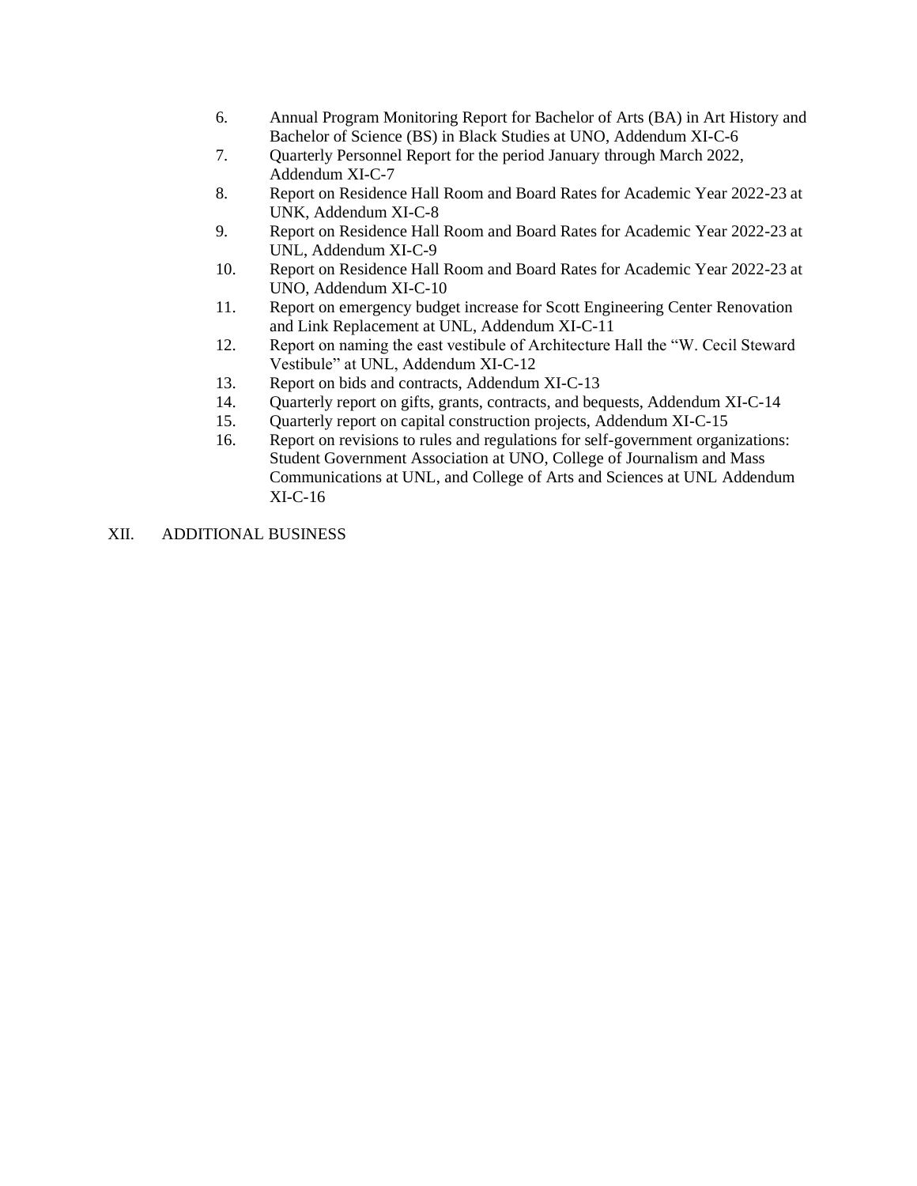6. Annual Program Monitoring Report for Bachelor of Arts (BA) in Art History and Bachelor of Science (BS) in Black Studies at UNO, Addendum XI-C-6
7. Quarterly Personnel Report for the period January through March 2022, Addendum XI-C-7
8. Report on Residence Hall Room and Board Rates for Academic Year 2022-23 at UNK, Addendum XI-C-8
9. Report on Residence Hall Room and Board Rates for Academic Year 2022-23 at UNL, Addendum XI-C-9
10. Report on Residence Hall Room and Board Rates for Academic Year 2022-23 at UNO, Addendum XI-C-10
11. Report on emergency budget increase for Scott Engineering Center Renovation and Link Replacement at UNL, Addendum XI-C-11
12. Report on naming the east vestibule of Architecture Hall the "W. Cecil Steward Vestibule" at UNL, Addendum XI-C-12
13. Report on bids and contracts, Addendum XI-C-13
14. Quarterly report on gifts, grants, contracts, and bequests, Addendum XI-C-14
15. Quarterly report on capital construction projects, Addendum XI-C-15
16. Report on revisions to rules and regulations for self-government organizations: Student Government Association at UNO, College of Journalism and Mass Communications at UNL, and College of Arts and Sciences at UNL Addendum XI-C-16

XII. ADDITIONAL BUSINESS